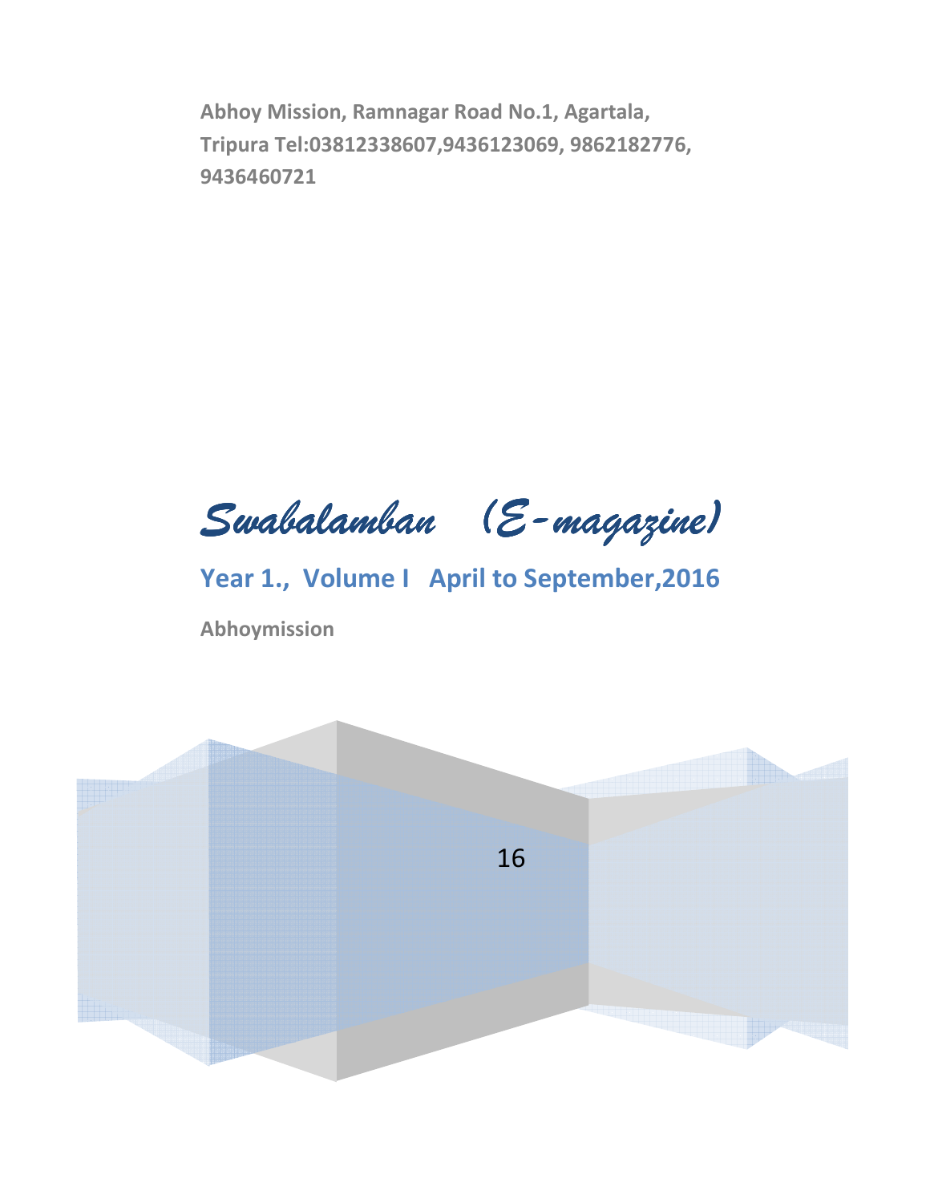**Abhoy Mission, Ramnagar Road No.1, Agartala, Tripura Tel:03812338607,9436123069, 9862182776, 9436460721**

# *Swabalamban (E-magazine)*

## Year 1., Volume I April to September,2016

**Abhoymission**

16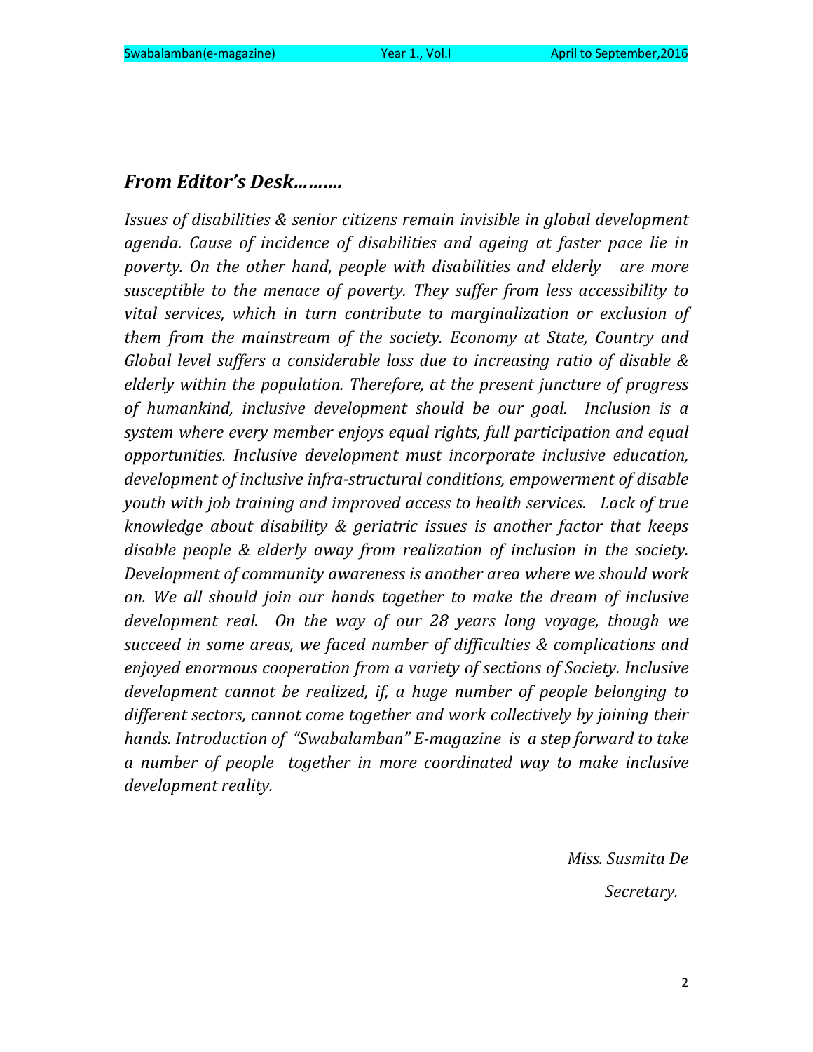## *From Editor's Desk……….*

*Issues of disabilities & senior citizens remain invisible in global development agenda. Cause of incidence of disabilities and ageing at faster pace lie in poverty. On the other hand, people with disabilities and elderly are more susceptible to the menace of poverty. They suffer from less accessibility to vital services, which in turn contribute to marginalization or exclusion of them from the mainstream of the society. Economy at State, Country and Global level suffers a considerable loss due to increasing ratio of disable & elderly within the population. Therefore, at the present juncture of progress of humankind, inclusive development should be our goal. Inclusion is a system where every member enjoys equal rights, full participation and equal opportunities. Inclusive development must incorporate inclusive education, development of inclusive infra-structural conditions, empowerment of disable youth with job training and improved access to health services. Lack of true knowledge about disability & geriatric issues is another factor that keeps disable people & elderly away from realization of inclusion in the society. Development of community awareness is another area where we should work on. We all should join our hands together to make the dream of inclusive development real. On the way of our 28 years long voyage, though we succeed in some areas, we faced number of difficulties & complications and enjoyed enormous cooperation from a variety of sections of Society. Inclusive development cannot be realized, if, a huge number of people belonging to different sectors, cannot come together and work collectively by joining their hands. Introduction of "Swabalamban" E-magazine is a step forward to take a number of people together in more coordinated way to make inclusive development reality.*

*Miss. Susmita De*

*Secretary.*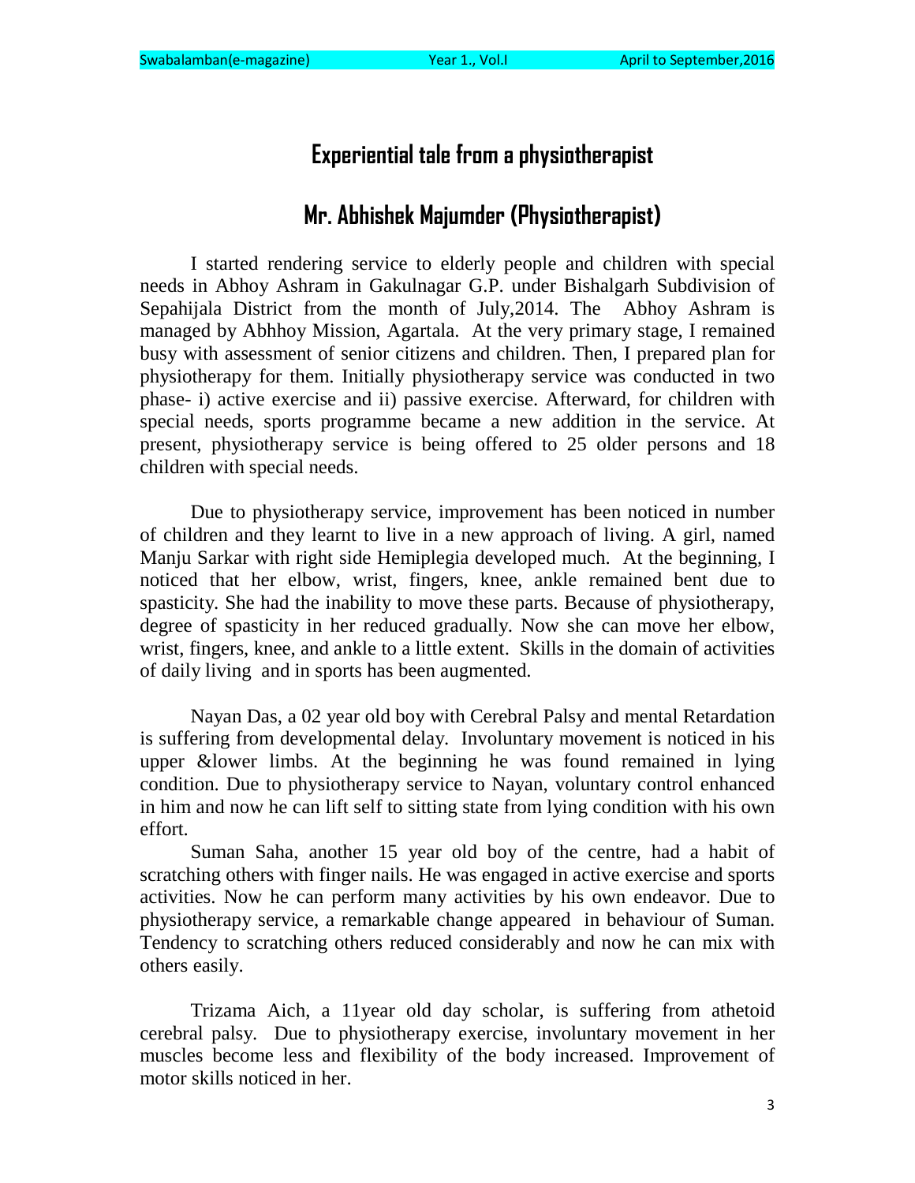# Experiential tale from a physiotherapist

## Mr. Abhishek Majumder (Physiotherapist)

I started rendering service to elderly people and children with special needs in Abhoy Ashram in Gakulnagar G.P. under Bishalgarh Subdivision of Sepahijala District from the month of July,2014. The Abhoy Ashram is managed by Abhhoy Mission, Agartala. At the very primary stage, I remained busy with assessment of senior citizens and children. Then, I prepared plan for physiotherapy for them. Initially physiotherapy service was conducted in two phase- i) active exercise and ii) passive exercise. Afterward, for children with special needs, sports programme became a new addition in the service. At present, physiotherapy service is being offered to 25 older persons and 18 children with special needs.

Due to physiotherapy service, improvement has been noticed in number of children and they learnt to live in a new approach of living. A girl, named Manju Sarkar with right side Hemiplegia developed much. At the beginning, I noticed that her elbow, wrist, fingers, knee, ankle remained bent due to spasticity. She had the inability to move these parts. Because of physiotherapy, degree of spasticity in her reduced gradually. Now she can move her elbow, wrist, fingers, knee, and ankle to a little extent. Skills in the domain of activities of daily living and in sports has been augmented.

Nayan Das, a 02 year old boy with Cerebral Palsy and mental Retardation is suffering from developmental delay. Involuntary movement is noticed in his upper &lower limbs. At the beginning he was found remained in lying condition. Due to physiotherapy service to Nayan, voluntary control enhanced in him and now he can lift self to sitting state from lying condition with his own effort.

Suman Saha, another 15 year old boy of the centre, had a habit of scratching others with finger nails. He was engaged in active exercise and sports activities. Now he can perform many activities by his own endeavor. Due to physiotherapy service, a remarkable change appeared in behaviour of Suman. Tendency to scratching others reduced considerably and now he can mix with others easily.

Trizama Aich, a 11year old day scholar, is suffering from athetoid cerebral palsy. Due to physiotherapy exercise, involuntary movement in her muscles become less and flexibility of the body increased. Improvement of motor skills noticed in her.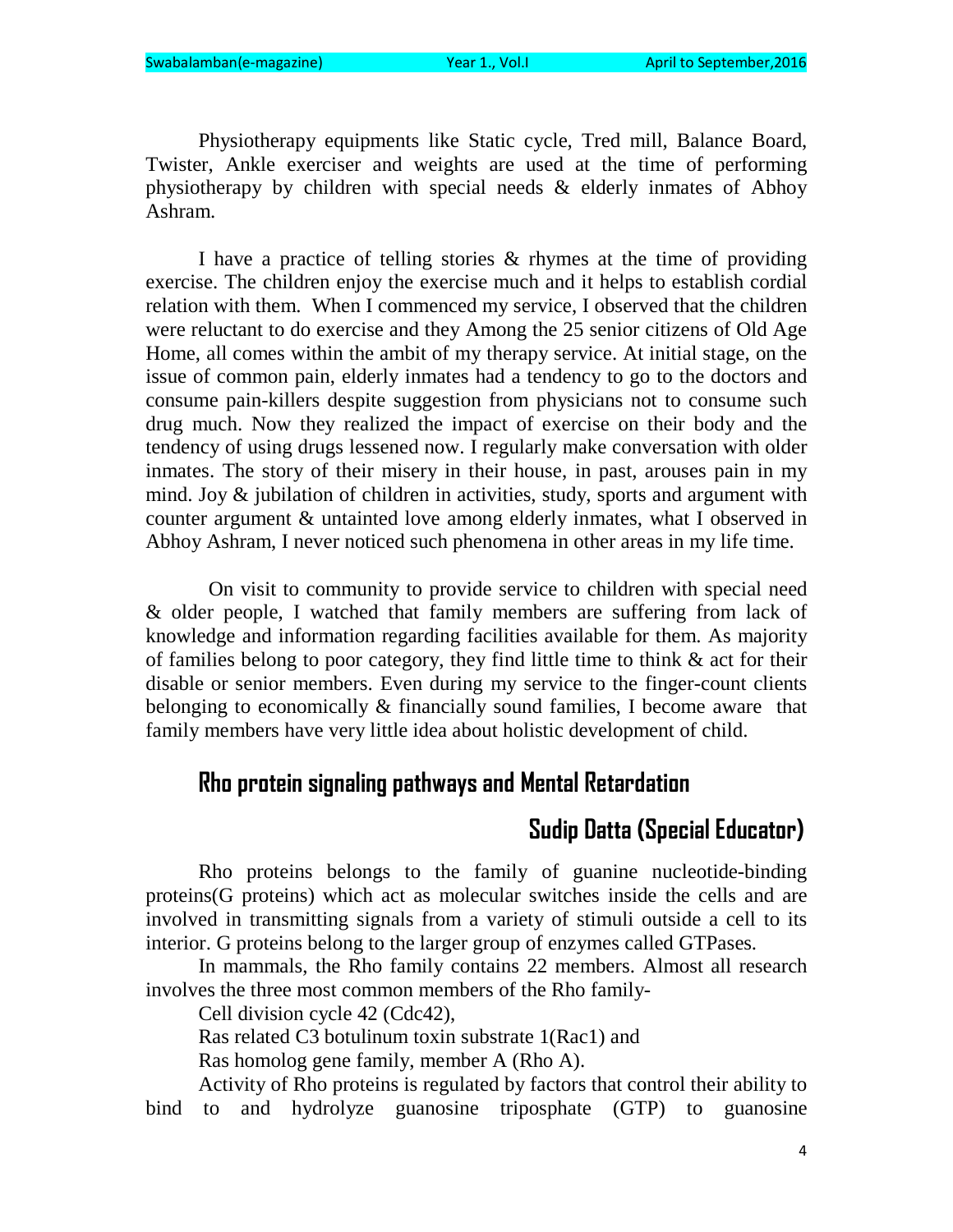Physiotherapy equipments like Static cycle, Tred mill, Balance Board, Twister, Ankle exerciser and weights are used at the time of performing physiotherapy by children with special needs & elderly inmates of Abhoy Ashram.

I have a practice of telling stories & rhymes at the time of providing exercise. The children enjoy the exercise much and it helps to establish cordial relation with them. When I commenced my service, I observed that the children were reluctant to do exercise and they Among the 25 senior citizens of Old Age Home, all comes within the ambit of my therapy service. At initial stage, on the issue of common pain, elderly inmates had a tendency to go to the doctors and consume pain-killers despite suggestion from physicians not to consume such drug much. Now they realized the impact of exercise on their body and the tendency of using drugs lessened now. I regularly make conversation with older inmates. The story of their misery in their house, in past, arouses pain in my mind. Joy & jubilation of children in activities, study, sports and argument with counter argument & untainted love among elderly inmates, what I observed in Abhoy Ashram, I never noticed such phenomena in other areas in my life time.

On visit to community to provide service to children with special need & older people, I watched that family members are suffering from lack of knowledge and information regarding facilities available for them. As majority of families belong to poor category, they find little time to think & act for their disable or senior members. Even during my service to the finger-count clients belonging to economically & financially sound families, I become aware that family members have very little idea about holistic development of child.

## Rho protein signaling pathways and Mental Retardation

**Sudip Datta (Special Educator)**

Rho proteins belongs to the family of guanine nucleotide-binding proteins(G proteins) which act as molecular switches inside the cells and are involved in transmitting signals from a variety of stimuli outside a cell to its interior. G proteins belong to the larger group of enzymes called GTPases.

In mammals, the Rho family contains 22 members. Almost all research involves the three most common members of the Rho family-

Cell division cycle 42 (Cdc42),

Ras related C3 botulinum toxin substrate 1(Rac1) and

Ras homolog gene family, member A (Rho A).

Activity of Rho proteins is regulated by factors that control their ability to bind to and hydrolyze guanosine triposphate (GTP) to guanosine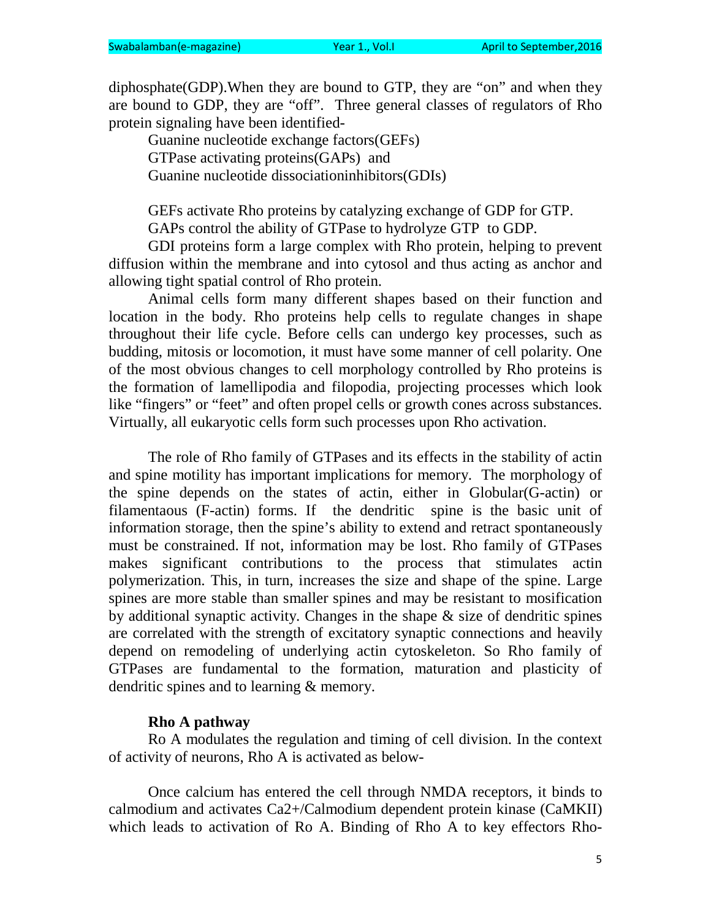diphosphate(GDP).When they are bound to GTP, they are "on" and when they are bound to GDP, they are "off". Three general classes of regulators of Rho protein signaling have been identified-

Guanine nucleotide exchange factors(GEFs)
GTPase activating proteins(GAPs) and
Guanine nucleotide dissociationinhibitors(GDIs)

GEFs activate Rho proteins by catalyzing exchange of GDP for GTP.
GAPs control the ability of GTPase to hydrolyze GTP to GDP.
GDI proteins form a large complex with Rho protein, helping to prevent diffusion within the membrane and into cytosol and thus acting as anchor and allowing tight spatial control of Rho protein.

Animal cells form many different shapes based on their function and location in the body. Rho proteins help cells to regulate changes in shape throughout their life cycle. Before cells can undergo key processes, such as budding, mitosis or locomotion, it must have some manner of cell polarity. One of the most obvious changes to cell morphology controlled by Rho proteins is the formation of lamellipodia and filopodia, projecting processes which look like "fingers" or "feet" and often propel cells or growth cones across substances. Virtually, all eukaryotic cells form such processes upon Rho activation.

The role of Rho family of GTPases and its effects in the stability of actin and spine motility has important implications for memory. The morphology of the spine depends on the states of actin, either in Globular(G-actin) or filamentaous (F-actin) forms. If the dendritic spine is the basic unit of information storage, then the spine's ability to extend and retract spontaneously must be constrained. If not, information may be lost. Rho family of GTPases makes significant contributions to the process that stimulates actin polymerization. This, in turn, increases the size and shape of the spine. Large spines are more stable than smaller spines and may be resistant to mosification by additional synaptic activity. Changes in the shape & size of dendritic spines are correlated with the strength of excitatory synaptic connections and heavily depend on remodeling of underlying actin cytoskeleton. So Rho family of GTPases are fundamental to the formation, maturation and plasticity of dendritic spines and to learning & memory.

**Rho A pathway**

Ro A modulates the regulation and timing of cell division. In the context of activity of neurons, Rho A is activated as below-

Once calcium has entered the cell through NMDA receptors, it binds to calmodium and activates Ca2+/Calmodium dependent protein kinase (CaMKII) which leads to activation of Ro A. Binding of Rho A to key effectors Rho-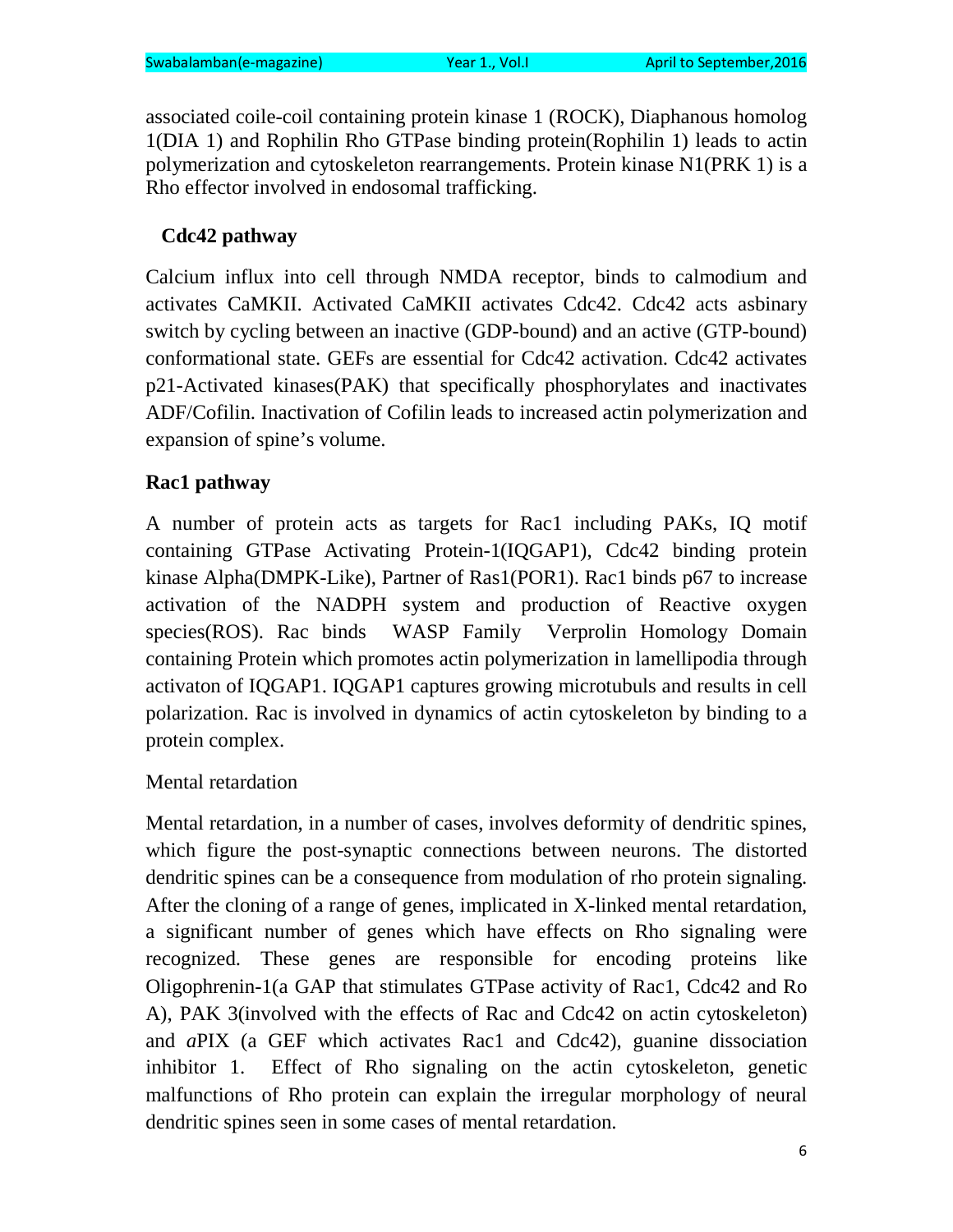associated coile-coil containing protein kinase 1 (ROCK), Diaphanous homolog 1(DIA 1) and Rophilin Rho GTPase binding protein(Rophilin 1) leads to actin polymerization and cytoskeleton rearrangements. Protein kinase N1(PRK 1) is a Rho effector involved in endosomal trafficking.

## Cdc42 pathway

Calcium influx into cell through NMDA receptor, binds to calmodium and activates CaMKII. Activated CaMKII activates Cdc42. Cdc42 acts asbinary switch by cycling between an inactive (GDP-bound) and an active (GTP-bound) conformational state. GEFs are essential for Cdc42 activation. Cdc42 activates p21-Activated kinases(PAK) that specifically phosphorylates and inactivates ADF/Cofilin. Inactivation of Cofilin leads to increased actin polymerization and expansion of spine's volume.

## Rac1 pathway

A number of protein acts as targets for Rac1 including PAKs, IQ motif containing GTPase Activating Protein-1(IQGAP1), Cdc42 binding protein kinase Alpha(DMPK-Like), Partner of Ras1(POR1). Rac1 binds p67 to increase activation of the NADPH system and production of Reactive oxygen species(ROS). Rac binds WASP Family Verprolin Homology Domain containing Protein which promotes actin polymerization in lamellipodia through activaton of IQGAP1. IQGAP1 captures growing microtubuls and results in cell polarization. Rac is involved in dynamics of actin cytoskeleton by binding to a protein complex.

## Mental retardation

Mental retardation, in a number of cases, involves deformity of dendritic spines, which figure the post-synaptic connections between neurons. The distorted dendritic spines can be a consequence from modulation of rho protein signaling. After the cloning of a range of genes, implicated in X-linked mental retardation, a significant number of genes which have effects on Rho signaling were recognized. These genes are responsible for encoding proteins like Oligophrenin-1(a GAP that stimulates GTPase activity of Rac1, Cdc42 and Ro A), PAK 3(involved with the effects of Rac and Cdc42 on actin cytoskeleton) and *a*PIX (a GEF which activates Rac1 and Cdc42), guanine dissociation inhibitor 1. Effect of Rho signaling on the actin cytoskeleton, genetic malfunctions of Rho protein can explain the irregular morphology of neural dendritic spines seen in some cases of mental retardation.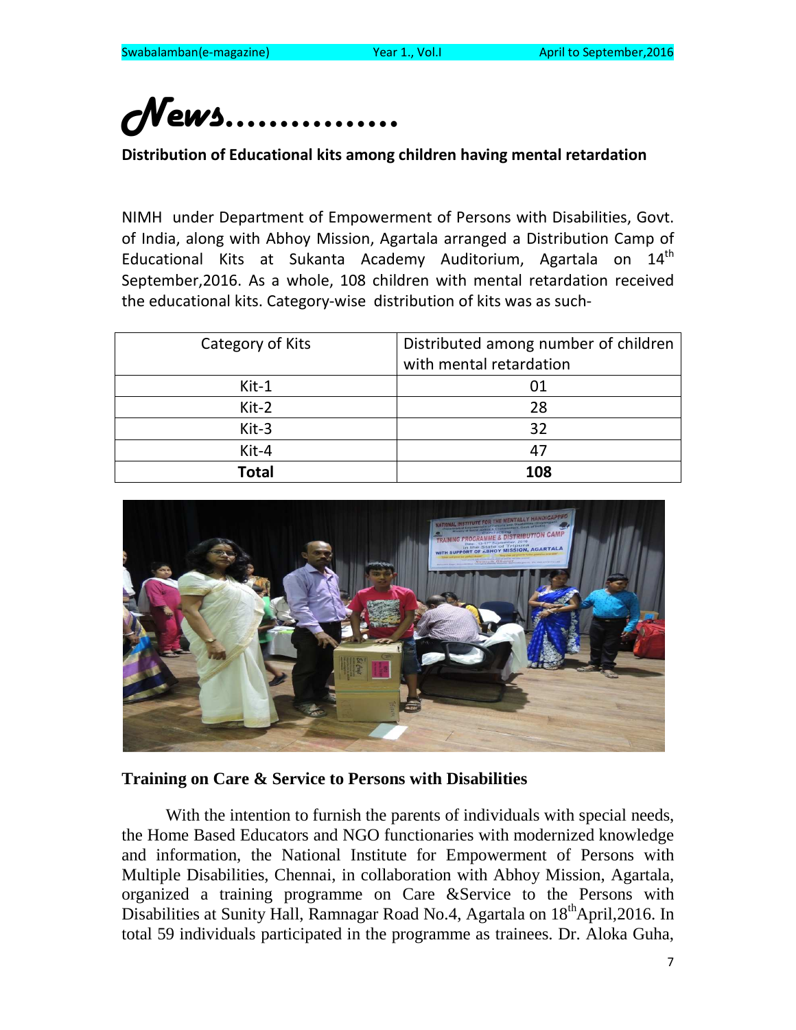# *News...............*

**Distribution of Educational kits among children having mental retardation**

NIMH under Department of Empowerment of Persons with Disabilities, Govt. of India, along with Abhoy Mission, Agartala arranged a Distribution Camp of Educational Kits at Sukanta Academy Auditorium, Agartala on 14th September,2016. As a whole, 108 children with mental retardation received the educational kits. Category-wise distribution of kits was as such-

| Category of Kits | Distributed among number of children with mental retardation |
|---|---|
| Kit-1 | 01 |
| Kit-2 | 28 |
| Kit-3 | 32 |
| Kit-4 | 47 |
| **Total** | **108** |

**Training on Care & Service to Persons with Disabilities**

With the intention to furnish the parents of individuals with special needs, the Home Based Educators and NGO functionaries with modernized knowledge and information, the National Institute for Empowerment of Persons with Multiple Disabilities, Chennai, in collaboration with Abhoy Mission, Agartala, organized a training programme on Care &Service to the Persons with Disabilities at Sunity Hall, Ramnagar Road No.4, Agartala on 18th April,2016. In total 59 individuals participated in the programme as trainees. Dr. Aloka Guha,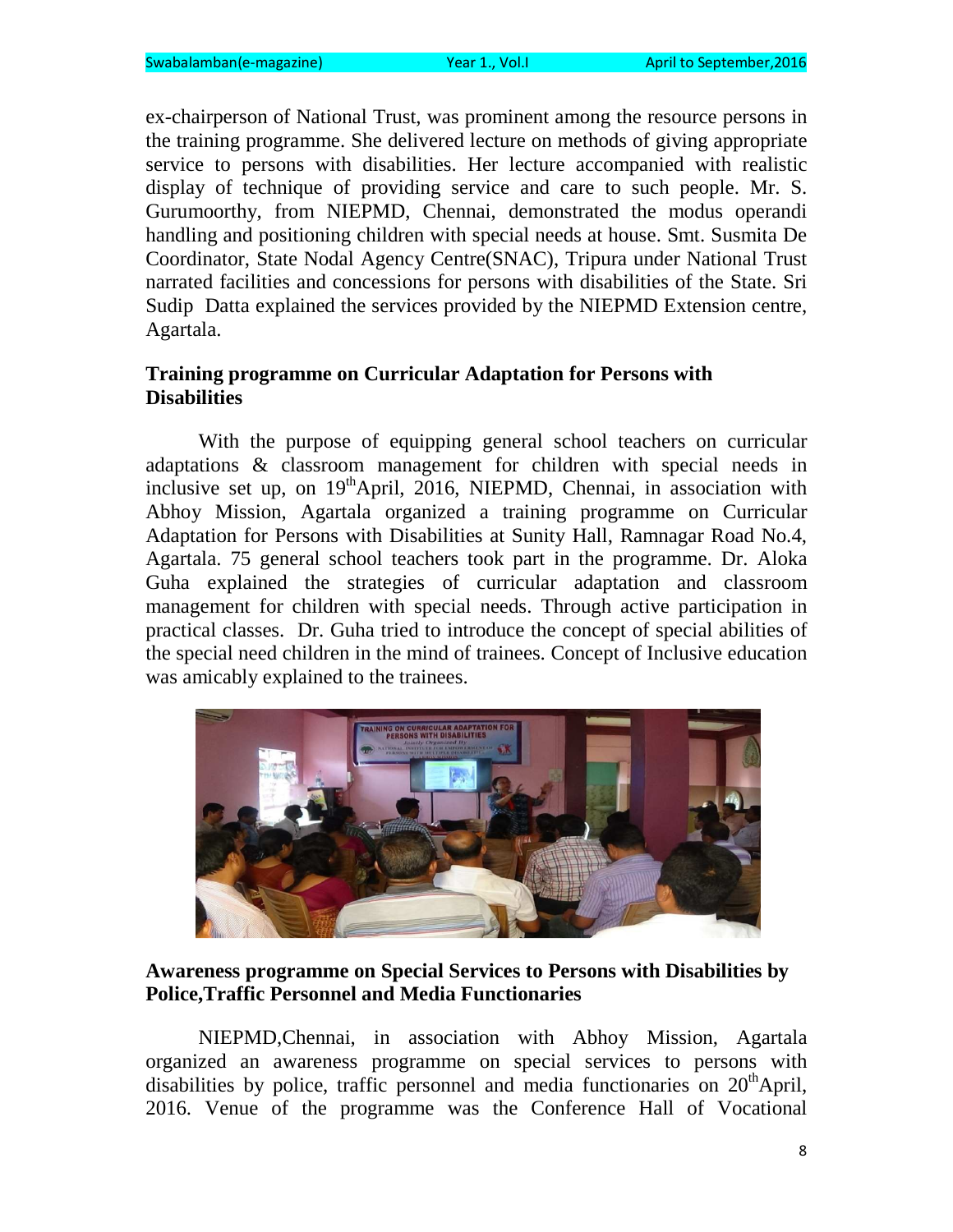ex-chairperson of National Trust, was prominent among the resource persons in the training programme. She delivered lecture on methods of giving appropriate service to persons with disabilities. Her lecture accompanied with realistic display of technique of providing service and care to such people. Mr. S. Gurumoorthy, from NIEPMD, Chennai, demonstrated the modus operandi handling and positioning children with special needs at house. Smt. Susmita De Coordinator, State Nodal Agency Centre(SNAC), Tripura under National Trust narrated facilities and concessions for persons with disabilities of the State. Sri Sudip Datta explained the services provided by the NIEPMD Extension centre, Agartala.

**Training programme on Curricular Adaptation for Persons with Disabilities**

With the purpose of equipping general school teachers on curricular adaptations & classroom management for children with special needs in inclusive set up, on 19th April, 2016, NIEPMD, Chennai, in association with Abhoy Mission, Agartala organized a training programme on Curricular Adaptation for Persons with Disabilities at Sunity Hall, Ramnagar Road No.4, Agartala. 75 general school teachers took part in the programme. Dr. Aloka Guha explained the strategies of curricular adaptation and classroom management for children with special needs. Through active participation in practical classes. Dr. Guha tried to introduce the concept of special abilities of the special need children in the mind of trainees. Concept of Inclusive education was amicably explained to the trainees.

**Awareness programme on Special Services to Persons with Disabilities by Police,Traffic Personnel and Media Functionaries**

NIEPMD,Chennai, in association with Abhoy Mission, Agartala organized an awareness programme on special services to persons with disabilities by police, traffic personnel and media functionaries on 20th April, 2016. Venue of the programme was the Conference Hall of Vocational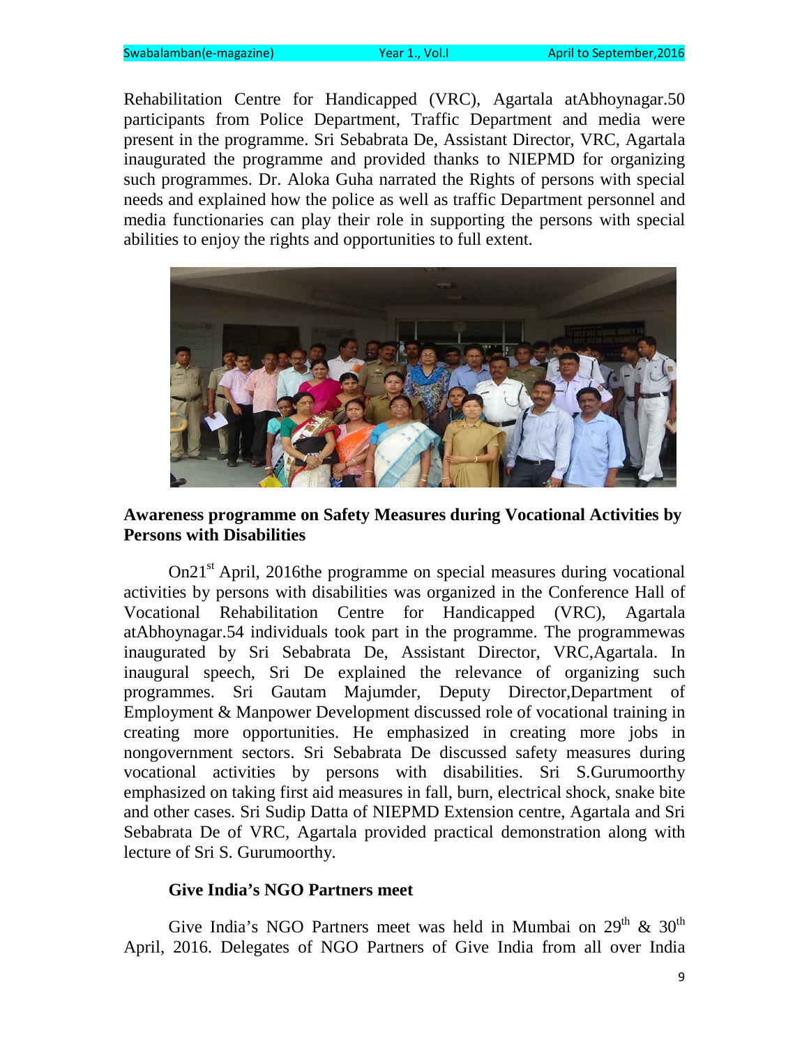Rehabilitation Centre for Handicapped (VRC), Agartala atAbhoynagar.50 participants from Police Department, Traffic Department and media were present in the programme. Sri Sebabrata De, Assistant Director, VRC, Agartala inaugurated the programme and provided thanks to NIEPMD for organizing such programmes. Dr. Aloka Guha narrated the Rights of persons with special needs and explained how the police as well as traffic Department personnel and media functionaries can play their role in supporting the persons with special abilities to enjoy the rights and opportunities to full extent.

**Awareness programme on Safety Measures during Vocational Activities by Persons with Disabilities**

On21st April, 2016the programme on special measures during vocational activities by persons with disabilities was organized in the Conference Hall of Vocational Rehabilitation Centre for Handicapped (VRC), Agartala atAbhoynagar.54 individuals took part in the programme. The programmewas inaugurated by Sri Sebabrata De, Assistant Director, VRC,Agartala. In inaugural speech, Sri De explained the relevance of organizing such programmes. Sri Gautam Majumder, Deputy Director,Department of Employment & Manpower Development discussed role of vocational training in creating more opportunities. He emphasized in creating more jobs in nongovernment sectors. Sri Sebabrata De discussed safety measures during vocational activities by persons with disabilities. Sri S.Gurumoorthy emphasized on taking first aid measures in fall, burn, electrical shock, snake bite and other cases. Sri Sudip Datta of NIEPMD Extension centre, Agartala and Sri Sebabrata De of VRC, Agartala provided practical demonstration along with lecture of Sri S. Gurumoorthy.

**Give India's NGO Partners meet**

Give India's NGO Partners meet was held in Mumbai on 29th & 30th April, 2016. Delegates of NGO Partners of Give India from all over India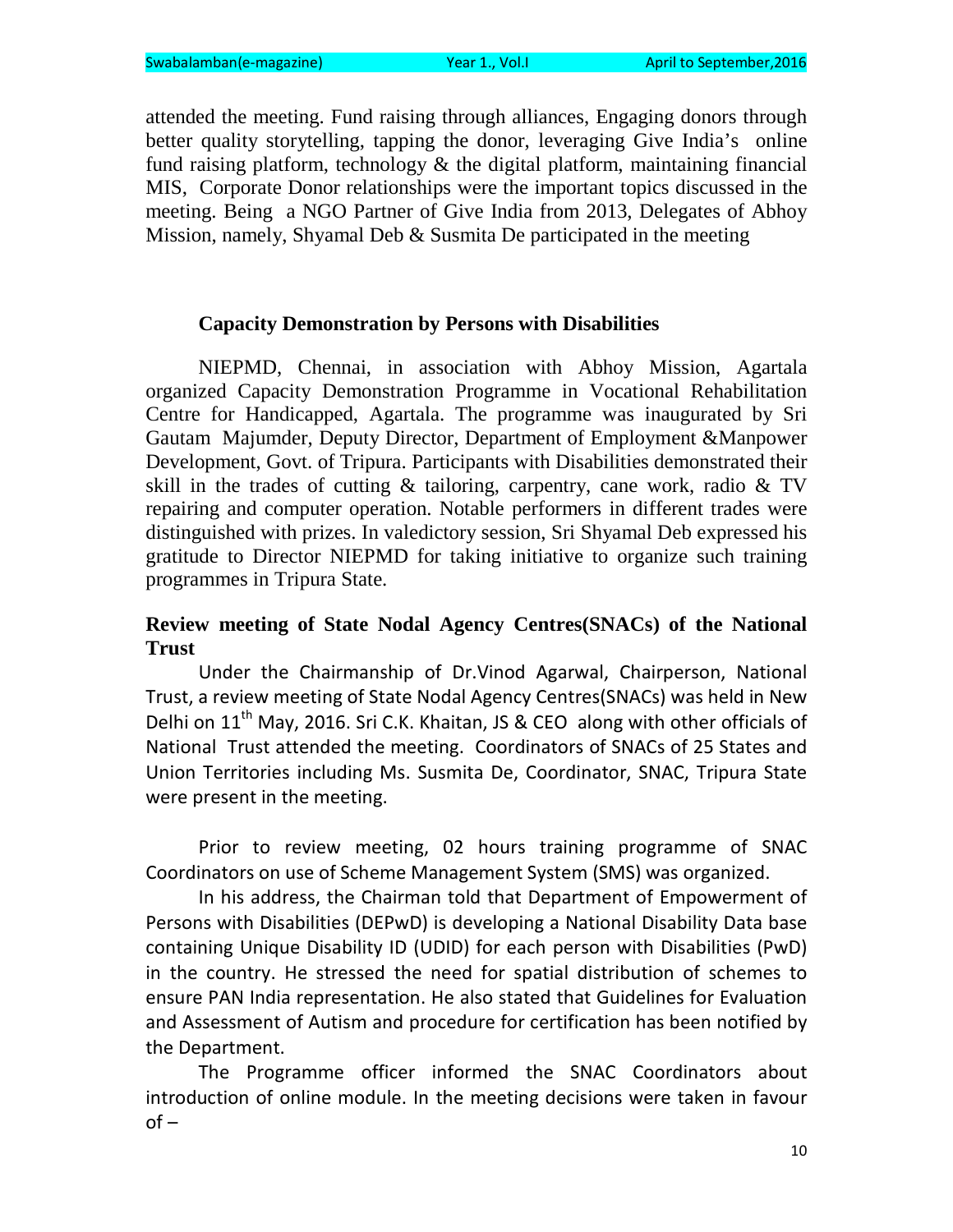attended the meeting. Fund raising through alliances, Engaging donors through better quality storytelling, tapping the donor, leveraging Give India's online fund raising platform, technology & the digital platform, maintaining financial MIS, Corporate Donor relationships were the important topics discussed in the meeting. Being a NGO Partner of Give India from 2013, Delegates of Abhoy Mission, namely, Shyamal Deb & Susmita De participated in the meeting

### Capacity Demonstration by Persons with Disabilities

NIEPMD, Chennai, in association with Abhoy Mission, Agartala organized Capacity Demonstration Programme in Vocational Rehabilitation Centre for Handicapped, Agartala. The programme was inaugurated by Sri Gautam Majumder, Deputy Director, Department of Employment &Manpower Development, Govt. of Tripura. Participants with Disabilities demonstrated their skill in the trades of cutting & tailoring, carpentry, cane work, radio & TV repairing and computer operation. Notable performers in different trades were distinguished with prizes. In valedictory session, Sri Shyamal Deb expressed his gratitude to Director NIEPMD for taking initiative to organize such training programmes in Tripura State.

### Review meeting of State Nodal Agency Centres(SNACs) of the National Trust

Under the Chairmanship of Dr.Vinod Agarwal, Chairperson, National Trust, a review meeting of State Nodal Agency Centres(SNACs) was held in New Delhi on 11th May, 2016. Sri C.K. Khaitan, JS & CEO along with other officials of National Trust attended the meeting. Coordinators of SNACs of 25 States and Union Territories including Ms. Susmita De, Coordinator, SNAC, Tripura State were present in the meeting.

Prior to review meeting, 02 hours training programme of SNAC Coordinators on use of Scheme Management System (SMS) was organized.

In his address, the Chairman told that Department of Empowerment of Persons with Disabilities (DEPwD) is developing a National Disability Data base containing Unique Disability ID (UDID) for each person with Disabilities (PwD) in the country. He stressed the need for spatial distribution of schemes to ensure PAN India representation. He also stated that Guidelines for Evaluation and Assessment of Autism and procedure for certification has been notified by the Department.

The Programme officer informed the SNAC Coordinators about introduction of online module. In the meeting decisions were taken in favour of –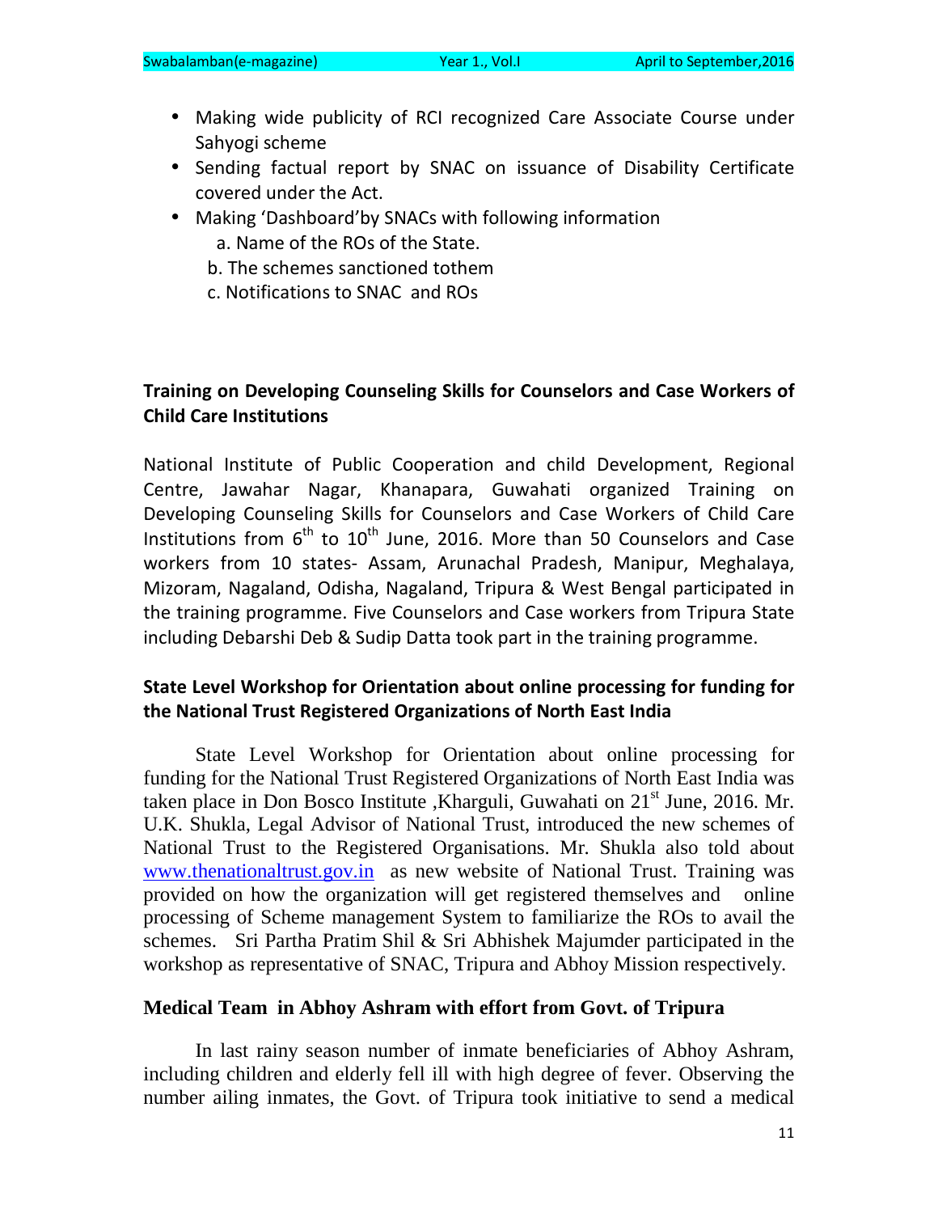- Making wide publicity of RCI recognized Care Associate Course under Sahyogi scheme
- Sending factual report by SNAC on issuance of Disability Certificate covered under the Act.
- Making 'Dashboard'by SNACs with following information
  - a. Name of the ROs of the State.
  - b. The schemes sanctioned tothem
  - c. Notifications to SNAC and ROs

**Training on Developing Counseling Skills for Counselors and Case Workers of Child Care Institutions**

National Institute of Public Cooperation and child Development, Regional Centre, Jawahar Nagar, Khanapara, Guwahati organized Training on Developing Counseling Skills for Counselors and Case Workers of Child Care Institutions from 6th to 10th June, 2016. More than 50 Counselors and Case workers from 10 states- Assam, Arunachal Pradesh, Manipur, Meghalaya, Mizoram, Nagaland, Odisha, Nagaland, Tripura & West Bengal participated in the training programme. Five Counselors and Case workers from Tripura State including Debarshi Deb & Sudip Datta took part in the training programme.

**State Level Workshop for Orientation about online processing for funding for the National Trust Registered Organizations of North East India**

State Level Workshop for Orientation about online processing for funding for the National Trust Registered Organizations of North East India was taken place in Don Bosco Institute ,Kharguli, Guwahati on 21st June, 2016. Mr. U.K. Shukla, Legal Advisor of National Trust, introduced the new schemes of National Trust to the Registered Organisations. Mr. Shukla also told about www.thenationaltrust.gov.in as new website of National Trust. Training was provided on how the organization will get registered themselves and online processing of Scheme management System to familiarize the ROs to avail the schemes. Sri Partha Pratim Shil & Sri Abhishek Majumder participated in the workshop as representative of SNAC, Tripura and Abhoy Mission respectively.

**Medical Team in Abhoy Ashram with effort from Govt. of Tripura**

In last rainy season number of inmate beneficiaries of Abhoy Ashram, including children and elderly fell ill with high degree of fever. Observing the number ailing inmates, the Govt. of Tripura took initiative to send a medical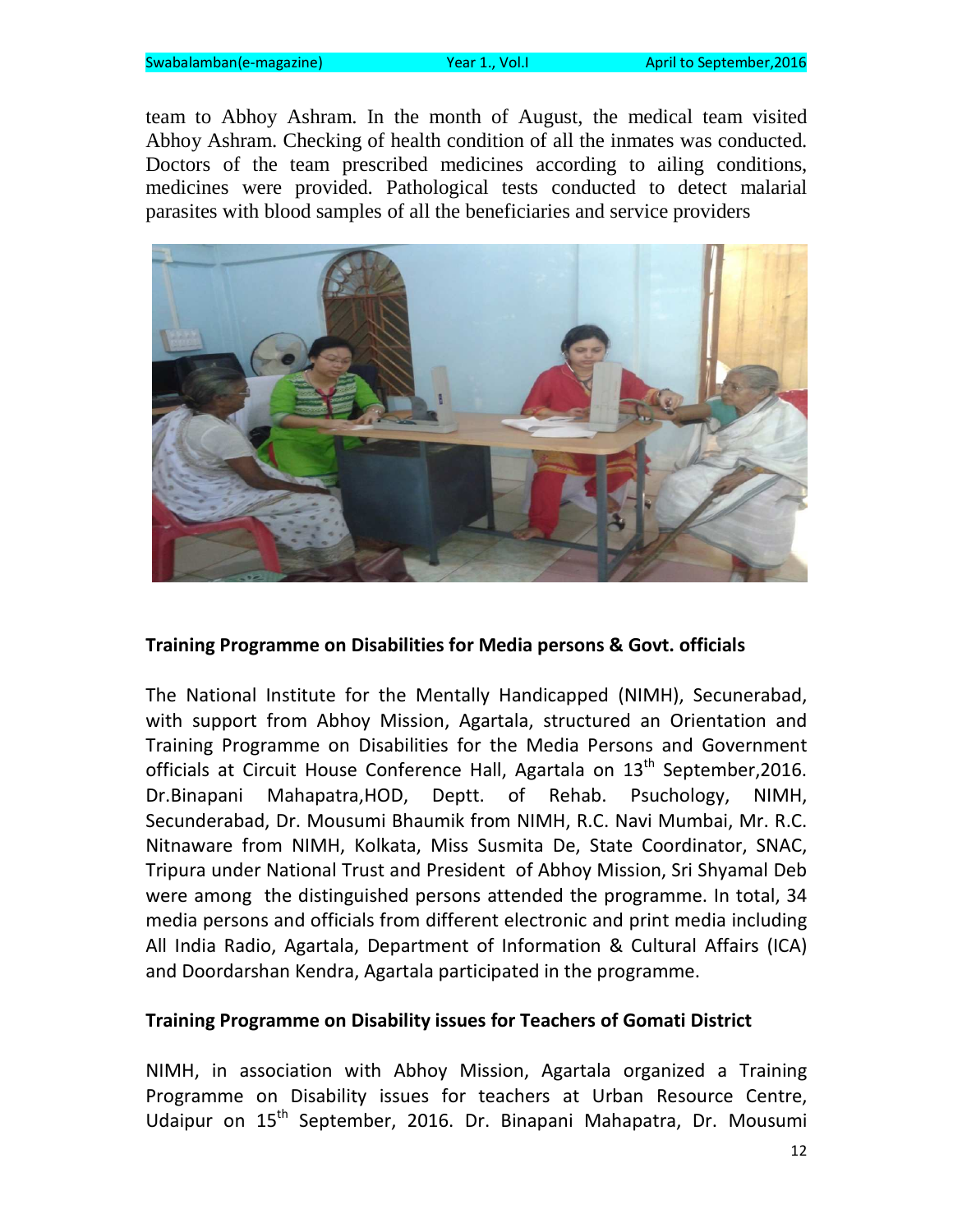team to Abhoy Ashram. In the month of August, the medical team visited Abhoy Ashram. Checking of health condition of all the inmates was conducted. Doctors of the team prescribed medicines according to ailing conditions, medicines were provided. Pathological tests conducted to detect malarial parasites with blood samples of all the beneficiaries and service providers

**Training Programme on Disabilities for Media persons & Govt. officials**

The National Institute for the Mentally Handicapped (NIMH), Secunerabad, with support from Abhoy Mission, Agartala, structured an Orientation and Training Programme on Disabilities for the Media Persons and Government officials at Circuit House Conference Hall, Agartala on 13th September,2016. Dr.Binapani Mahapatra,HOD, Deptt. of Rehab. Psuchology, NIMH, Secunderabad, Dr. Mousumi Bhaumik from NIMH, R.C. Navi Mumbai, Mr. R.C. Nitnaware from NIMH, Kolkata, Miss Susmita De, State Coordinator, SNAC, Tripura under National Trust and President of Abhoy Mission, Sri Shyamal Deb were among the distinguished persons attended the programme. In total, 34 media persons and officials from different electronic and print media including All India Radio, Agartala, Department of Information & Cultural Affairs (ICA) and Doordarshan Kendra, Agartala participated in the programme.

**Training Programme on Disability issues for Teachers of Gomati District**

NIMH, in association with Abhoy Mission, Agartala organized a Training Programme on Disability issues for teachers at Urban Resource Centre, Udaipur on 15th September, 2016. Dr. Binapani Mahapatra, Dr. Mousumi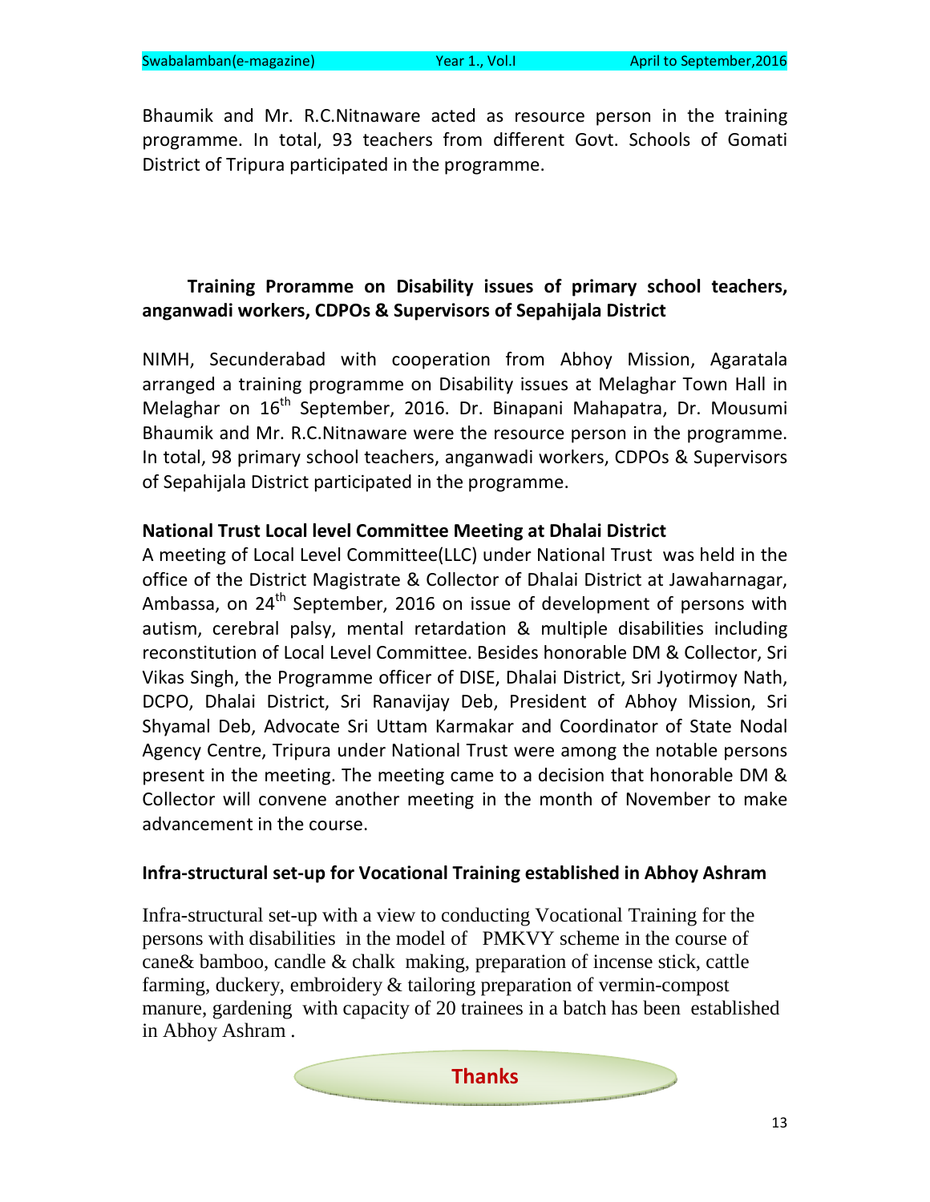Bhaumik and Mr. R.C.Nitnaware acted as resource person in the training programme. In total, 93 teachers from different Govt. Schools of Gomati District of Tripura participated in the programme.

**Training Proramme on Disability issues of primary school teachers, anganwadi workers, CDPOs & Supervisors of Sepahijala District**

NIMH, Secunderabad with cooperation from Abhoy Mission, Agaratala arranged a training programme on Disability issues at Melaghar Town Hall in Melaghar on 16th September, 2016. Dr. Binapani Mahapatra, Dr. Mousumi Bhaumik and Mr. R.C.Nitnaware were the resource person in the programme. In total, 98 primary school teachers, anganwadi workers, CDPOs & Supervisors of Sepahijala District participated in the programme.

**National Trust Local level Committee Meeting at Dhalai District**

A meeting of Local Level Committee(LLC) under National Trust was held in the office of the District Magistrate & Collector of Dhalai District at Jawaharnagar, Ambassa, on 24th September, 2016 on issue of development of persons with autism, cerebral palsy, mental retardation & multiple disabilities including reconstitution of Local Level Committee. Besides honorable DM & Collector, Sri Vikas Singh, the Programme officer of DISE, Dhalai District, Sri Jyotirmoy Nath, DCPO, Dhalai District, Sri Ranavijay Deb, President of Abhoy Mission, Sri Shyamal Deb, Advocate Sri Uttam Karmakar and Coordinator of State Nodal Agency Centre, Tripura under National Trust were among the notable persons present in the meeting. The meeting came to a decision that honorable DM & Collector will convene another meeting in the month of November to make advancement in the course.

**Infra-structural set-up for Vocational Training established in Abhoy Ashram**

Infra-structural set-up with a view to conducting Vocational Training for the persons with disabilities in the model of PMKVY scheme in the course of cane& bamboo, candle & chalk making, preparation of incense stick, cattle farming, duckery, embroidery & tailoring preparation of vermin-compost manure, gardening with capacity of 20 trainees in a batch has been established in Abhoy Ashram .

**Thanks**